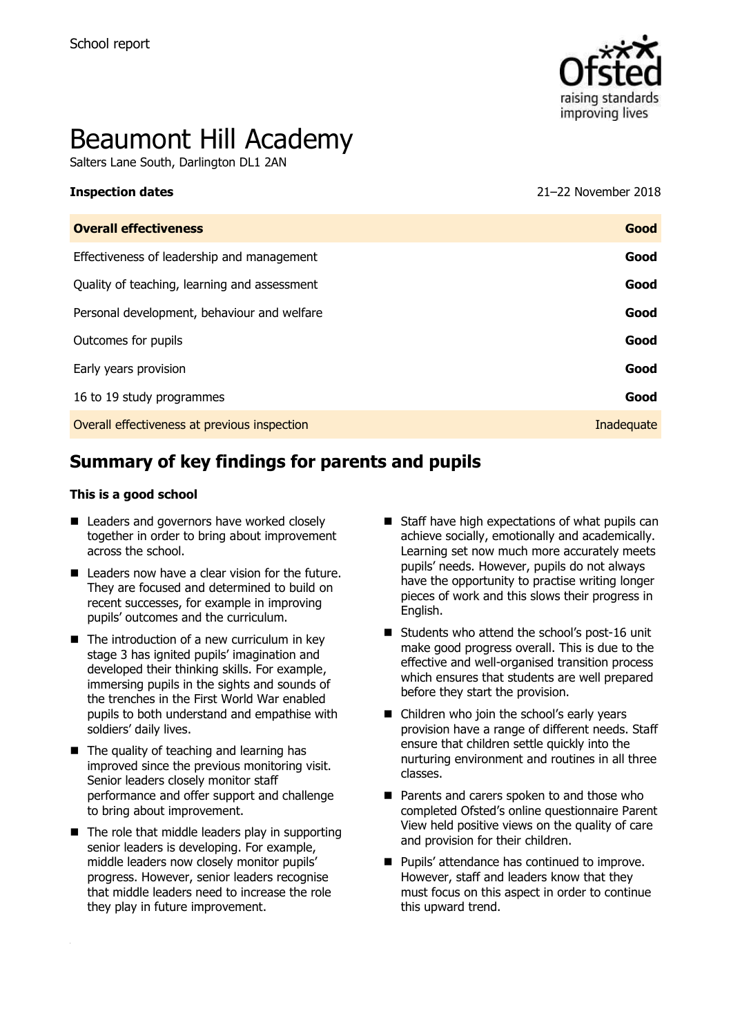School report

# Beaumont Hill Academy

Salters Lane South, Darlington DL1 2AN

**Inspection dates** 21–22 November 2018

| **Overall effectiveness** | **Good** |
|---|---|
| Effectiveness of leadership and management | **Good** |
| Quality of teaching, learning and assessment | **Good** |
| Personal development, behaviour and welfare | **Good** |
| Outcomes for pupils | **Good** |
| Early years provision | **Good** |
| 16 to 19 study programmes | **Good** |
| Overall effectiveness at previous inspection | Inadequate |

## Summary of key findings for parents and pupils

**This is a good school**

- Leaders and governors have worked closely together in order to bring about improvement across the school.
- Leaders now have a clear vision for the future. They are focused and determined to build on recent successes, for example in improving pupils' outcomes and the curriculum.
- The introduction of a new curriculum in key stage 3 has ignited pupils' imagination and developed their thinking skills. For example, immersing pupils in the sights and sounds of the trenches in the First World War enabled pupils to both understand and empathise with soldiers' daily lives.
- The quality of teaching and learning has improved since the previous monitoring visit. Senior leaders closely monitor staff performance and offer support and challenge to bring about improvement.
- The role that middle leaders play in supporting senior leaders is developing. For example, middle leaders now closely monitor pupils' progress. However, senior leaders recognise that middle leaders need to increase the role they play in future improvement.
- Staff have high expectations of what pupils can achieve socially, emotionally and academically. Learning set now much more accurately meets pupils' needs. However, pupils do not always have the opportunity to practise writing longer pieces of work and this slows their progress in English.
- Students who attend the school's post-16 unit make good progress overall. This is due to the effective and well-organised transition process which ensures that students are well prepared before they start the provision.
- Children who join the school's early years provision have a range of different needs. Staff ensure that children settle quickly into the nurturing environment and routines in all three classes.
- Parents and carers spoken to and those who completed Ofsted's online questionnaire Parent View held positive views on the quality of care and provision for their children.
- Pupils' attendance has continued to improve. However, staff and leaders know that they must focus on this aspect in order to continue this upward trend.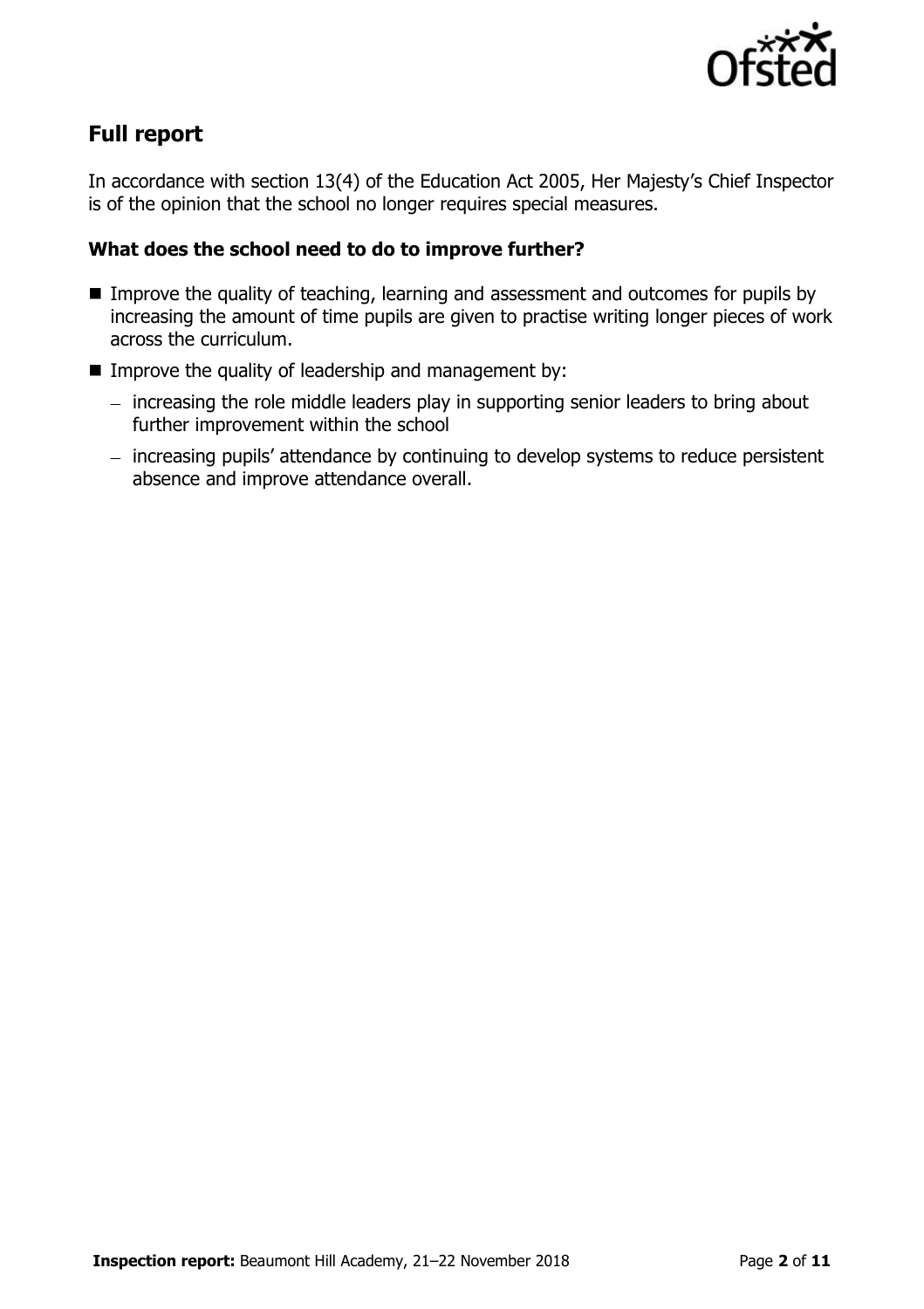## Full report

In accordance with section 13(4) of the Education Act 2005, Her Majesty's Chief Inspector is of the opinion that the school no longer requires special measures.

### What does the school need to do to improve further?

- Improve the quality of teaching, learning and assessment and outcomes for pupils by increasing the amount of time pupils are given to practise writing longer pieces of work across the curriculum.
- Improve the quality of leadership and management by:
  - increasing the role middle leaders play in supporting senior leaders to bring about further improvement within the school
  - increasing pupils' attendance by continuing to develop systems to reduce persistent absence and improve attendance overall.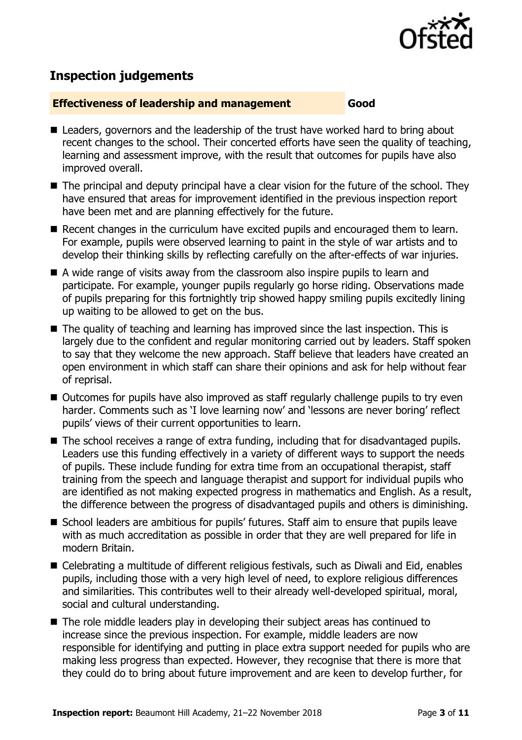## Inspection judgements

**Effectiveness of leadership and management** **Good**

- Leaders, governors and the leadership of the trust have worked hard to bring about recent changes to the school. Their concerted efforts have seen the quality of teaching, learning and assessment improve, with the result that outcomes for pupils have also improved overall.
- The principal and deputy principal have a clear vision for the future of the school. They have ensured that areas for improvement identified in the previous inspection report have been met and are planning effectively for the future.
- Recent changes in the curriculum have excited pupils and encouraged them to learn. For example, pupils were observed learning to paint in the style of war artists and to develop their thinking skills by reflecting carefully on the after-effects of war injuries.
- A wide range of visits away from the classroom also inspire pupils to learn and participate. For example, younger pupils regularly go horse riding. Observations made of pupils preparing for this fortnightly trip showed happy smiling pupils excitedly lining up waiting to be allowed to get on the bus.
- The quality of teaching and learning has improved since the last inspection. This is largely due to the confident and regular monitoring carried out by leaders. Staff spoken to say that they welcome the new approach. Staff believe that leaders have created an open environment in which staff can share their opinions and ask for help without fear of reprisal.
- Outcomes for pupils have also improved as staff regularly challenge pupils to try even harder. Comments such as 'I love learning now' and 'lessons are never boring' reflect pupils' views of their current opportunities to learn.
- The school receives a range of extra funding, including that for disadvantaged pupils. Leaders use this funding effectively in a variety of different ways to support the needs of pupils. These include funding for extra time from an occupational therapist, staff training from the speech and language therapist and support for individual pupils who are identified as not making expected progress in mathematics and English. As a result, the difference between the progress of disadvantaged pupils and others is diminishing.
- School leaders are ambitious for pupils' futures. Staff aim to ensure that pupils leave with as much accreditation as possible in order that they are well prepared for life in modern Britain.
- Celebrating a multitude of different religious festivals, such as Diwali and Eid, enables pupils, including those with a very high level of need, to explore religious differences and similarities. This contributes well to their already well-developed spiritual, moral, social and cultural understanding.
- The role middle leaders play in developing their subject areas has continued to increase since the previous inspection. For example, middle leaders are now responsible for identifying and putting in place extra support needed for pupils who are making less progress than expected. However, they recognise that there is more that they could do to bring about future improvement and are keen to develop further, for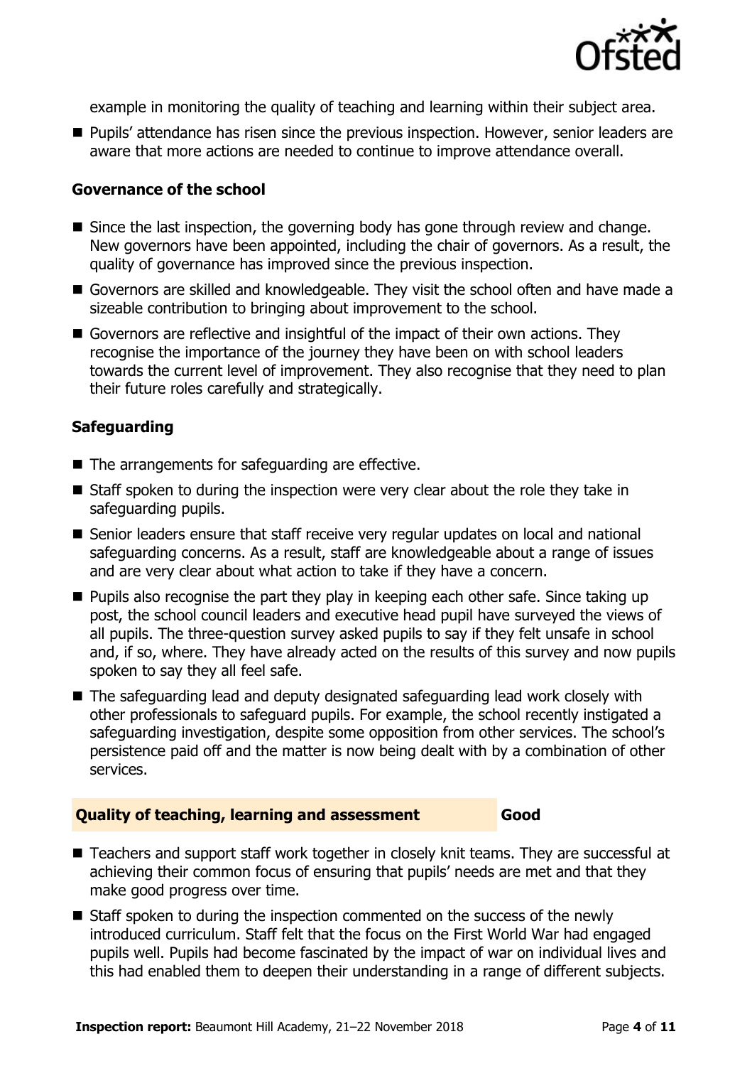example in monitoring the quality of teaching and learning within their subject area.

- Pupils' attendance has risen since the previous inspection. However, senior leaders are aware that more actions are needed to continue to improve attendance overall.

### Governance of the school

- Since the last inspection, the governing body has gone through review and change. New governors have been appointed, including the chair of governors. As a result, the quality of governance has improved since the previous inspection.
- Governors are skilled and knowledgeable. They visit the school often and have made a sizeable contribution to bringing about improvement to the school.
- Governors are reflective and insightful of the impact of their own actions. They recognise the importance of the journey they have been on with school leaders towards the current level of improvement. They also recognise that they need to plan their future roles carefully and strategically.

### Safeguarding

- The arrangements for safeguarding are effective.
- Staff spoken to during the inspection were very clear about the role they take in safeguarding pupils.
- Senior leaders ensure that staff receive very regular updates on local and national safeguarding concerns. As a result, staff are knowledgeable about a range of issues and are very clear about what action to take if they have a concern.
- Pupils also recognise the part they play in keeping each other safe. Since taking up post, the school council leaders and executive head pupil have surveyed the views of all pupils. The three-question survey asked pupils to say if they felt unsafe in school and, if so, where. They have already acted on the results of this survey and now pupils spoken to say they all feel safe.
- The safeguarding lead and deputy designated safeguarding lead work closely with other professionals to safeguard pupils. For example, the school recently instigated a safeguarding investigation, despite some opposition from other services. The school's persistence paid off and the matter is now being dealt with by a combination of other services.

## Quality of teaching, learning and assessment — Good

- Teachers and support staff work together in closely knit teams. They are successful at achieving their common focus of ensuring that pupils' needs are met and that they make good progress over time.
- Staff spoken to during the inspection commented on the success of the newly introduced curriculum. Staff felt that the focus on the First World War had engaged pupils well. Pupils had become fascinated by the impact of war on individual lives and this had enabled them to deepen their understanding in a range of different subjects.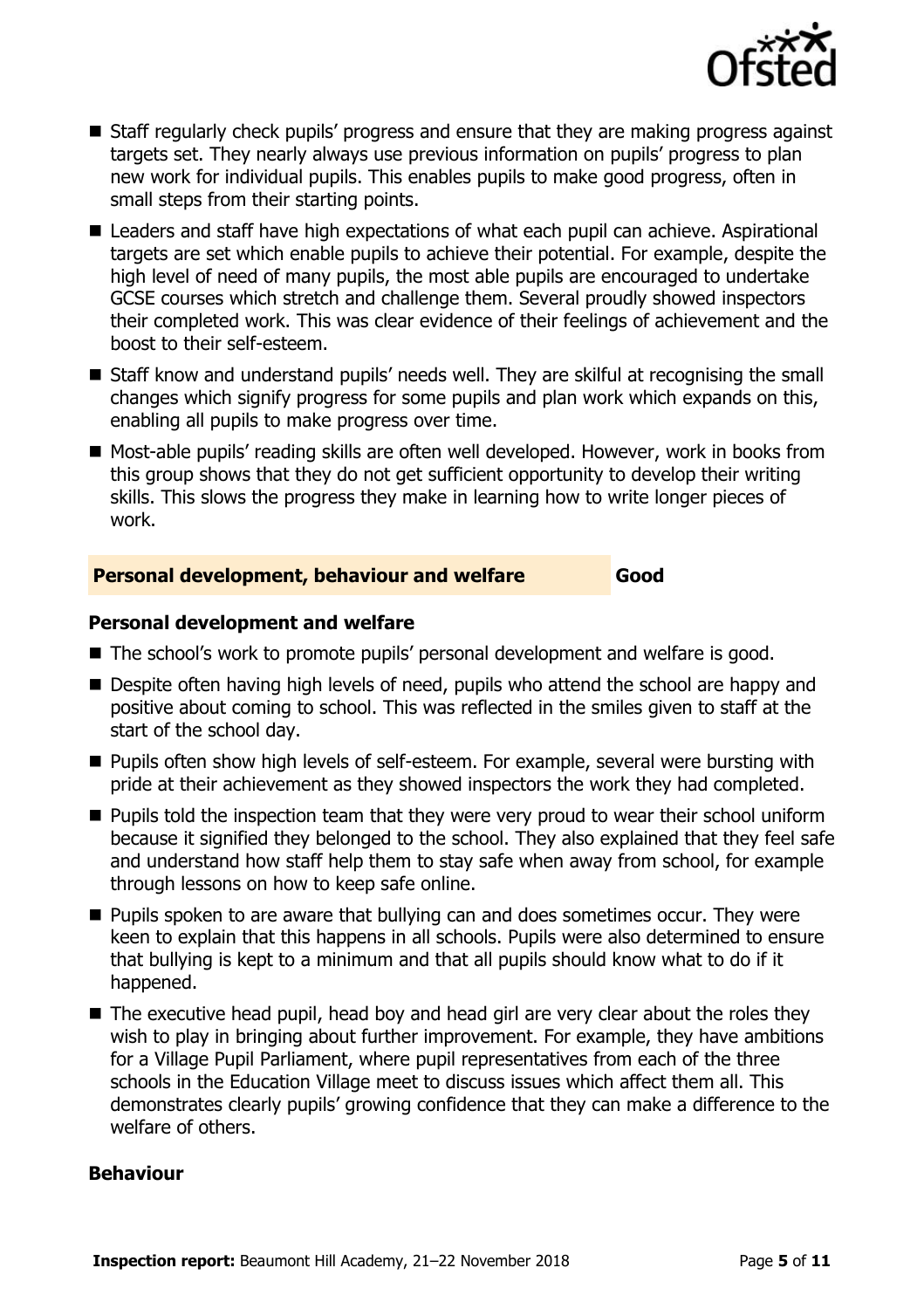- Staff regularly check pupils' progress and ensure that they are making progress against targets set. They nearly always use previous information on pupils' progress to plan new work for individual pupils. This enables pupils to make good progress, often in small steps from their starting points.
- Leaders and staff have high expectations of what each pupil can achieve. Aspirational targets are set which enable pupils to achieve their potential. For example, despite the high level of need of many pupils, the most able pupils are encouraged to undertake GCSE courses which stretch and challenge them. Several proudly showed inspectors their completed work. This was clear evidence of their feelings of achievement and the boost to their self-esteem.
- Staff know and understand pupils' needs well. They are skilful at recognising the small changes which signify progress for some pupils and plan work which expands on this, enabling all pupils to make progress over time.
- Most-able pupils' reading skills are often well developed. However, work in books from this group shows that they do not get sufficient opportunity to develop their writing skills. This slows the progress they make in learning how to write longer pieces of work.

## Personal development, behaviour and welfare — Good

### Personal development and welfare

- The school's work to promote pupils' personal development and welfare is good.
- Despite often having high levels of need, pupils who attend the school are happy and positive about coming to school. This was reflected in the smiles given to staff at the start of the school day.
- Pupils often show high levels of self-esteem. For example, several were bursting with pride at their achievement as they showed inspectors the work they had completed.
- Pupils told the inspection team that they were very proud to wear their school uniform because it signified they belonged to the school. They also explained that they feel safe and understand how staff help them to stay safe when away from school, for example through lessons on how to keep safe online.
- Pupils spoken to are aware that bullying can and does sometimes occur. They were keen to explain that this happens in all schools. Pupils were also determined to ensure that bullying is kept to a minimum and that all pupils should know what to do if it happened.
- The executive head pupil, head boy and head girl are very clear about the roles they wish to play in bringing about further improvement. For example, they have ambitions for a Village Pupil Parliament, where pupil representatives from each of the three schools in the Education Village meet to discuss issues which affect them all. This demonstrates clearly pupils' growing confidence that they can make a difference to the welfare of others.

### Behaviour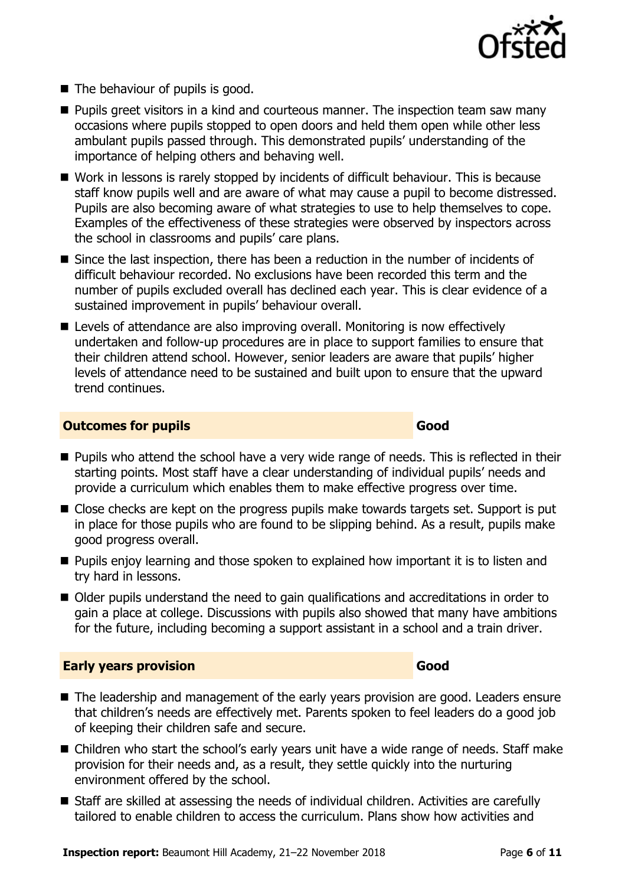- The behaviour of pupils is good.
- Pupils greet visitors in a kind and courteous manner. The inspection team saw many occasions where pupils stopped to open doors and held them open while other less ambulant pupils passed through. This demonstrated pupils' understanding of the importance of helping others and behaving well.
- Work in lessons is rarely stopped by incidents of difficult behaviour. This is because staff know pupils well and are aware of what may cause a pupil to become distressed. Pupils are also becoming aware of what strategies to use to help themselves to cope. Examples of the effectiveness of these strategies were observed by inspectors across the school in classrooms and pupils' care plans.
- Since the last inspection, there has been a reduction in the number of incidents of difficult behaviour recorded. No exclusions have been recorded this term and the number of pupils excluded overall has declined each year. This is clear evidence of a sustained improvement in pupils' behaviour overall.
- Levels of attendance are also improving overall. Monitoring is now effectively undertaken and follow-up procedures are in place to support families to ensure that their children attend school. However, senior leaders are aware that pupils' higher levels of attendance need to be sustained and built upon to ensure that the upward trend continues.

## Outcomes for pupils — Good

- Pupils who attend the school have a very wide range of needs. This is reflected in their starting points. Most staff have a clear understanding of individual pupils' needs and provide a curriculum which enables them to make effective progress over time.
- Close checks are kept on the progress pupils make towards targets set. Support is put in place for those pupils who are found to be slipping behind. As a result, pupils make good progress overall.
- Pupils enjoy learning and those spoken to explained how important it is to listen and try hard in lessons.
- Older pupils understand the need to gain qualifications and accreditations in order to gain a place at college. Discussions with pupils also showed that many have ambitions for the future, including becoming a support assistant in a school and a train driver.

## Early years provision — Good

- The leadership and management of the early years provision are good. Leaders ensure that children's needs are effectively met. Parents spoken to feel leaders do a good job of keeping their children safe and secure.
- Children who start the school's early years unit have a wide range of needs. Staff make provision for their needs and, as a result, they settle quickly into the nurturing environment offered by the school.
- Staff are skilled at assessing the needs of individual children. Activities are carefully tailored to enable children to access the curriculum. Plans show how activities and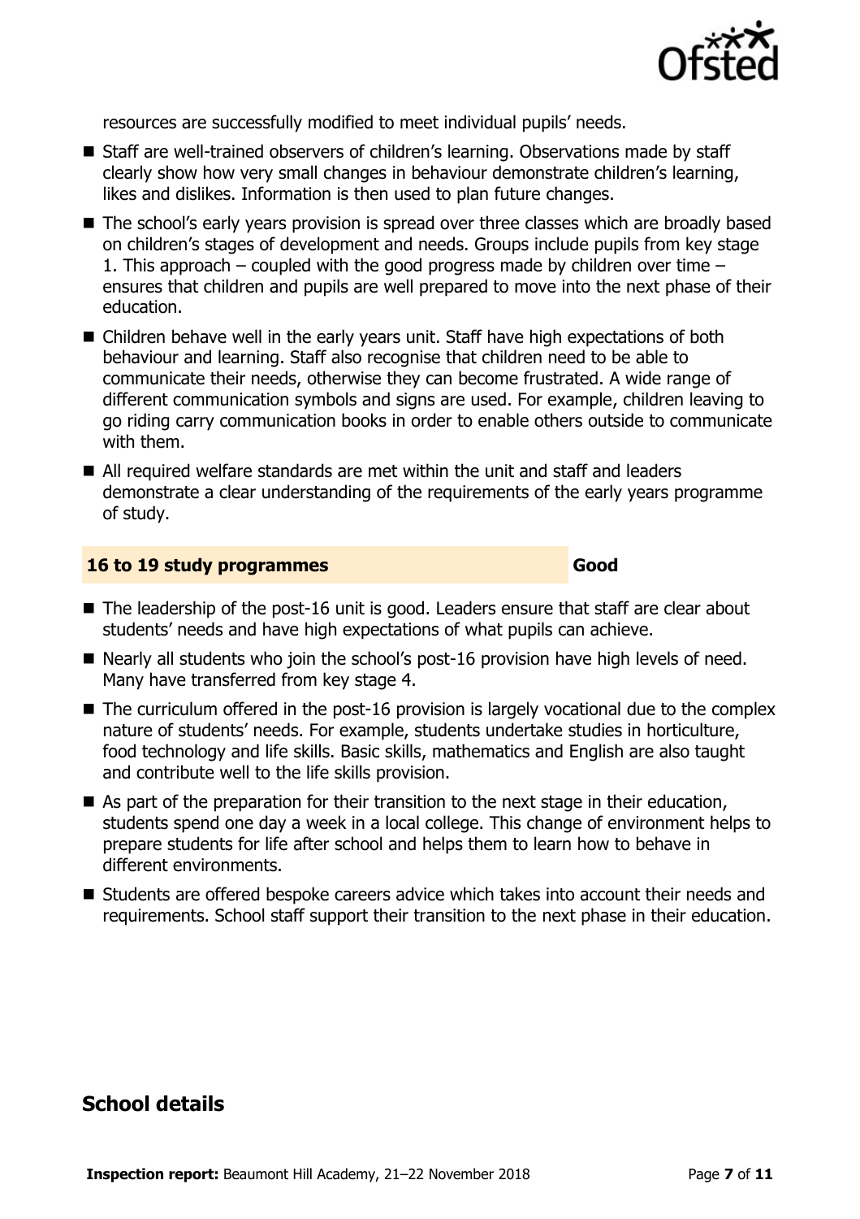resources are successfully modified to meet individual pupils' needs.

- Staff are well-trained observers of children's learning. Observations made by staff clearly show how very small changes in behaviour demonstrate children's learning, likes and dislikes. Information is then used to plan future changes.
- The school's early years provision is spread over three classes which are broadly based on children's stages of development and needs. Groups include pupils from key stage 1. This approach – coupled with the good progress made by children over time – ensures that children and pupils are well prepared to move into the next phase of their education.
- Children behave well in the early years unit. Staff have high expectations of both behaviour and learning. Staff also recognise that children need to be able to communicate their needs, otherwise they can become frustrated. A wide range of different communication symbols and signs are used. For example, children leaving to go riding carry communication books in order to enable others outside to communicate with them.
- All required welfare standards are met within the unit and staff and leaders demonstrate a clear understanding of the requirements of the early years programme of study.

| **16 to 19 study programmes** | **Good** |
|---|---|

- The leadership of the post-16 unit is good. Leaders ensure that staff are clear about students' needs and have high expectations of what pupils can achieve.
- Nearly all students who join the school's post-16 provision have high levels of need. Many have transferred from key stage 4.
- The curriculum offered in the post-16 provision is largely vocational due to the complex nature of students' needs. For example, students undertake studies in horticulture, food technology and life skills. Basic skills, mathematics and English are also taught and contribute well to the life skills provision.
- As part of the preparation for their transition to the next stage in their education, students spend one day a week in a local college. This change of environment helps to prepare students for life after school and helps them to learn how to behave in different environments.
- Students are offered bespoke careers advice which takes into account their needs and requirements. School staff support their transition to the next phase in their education.

## School details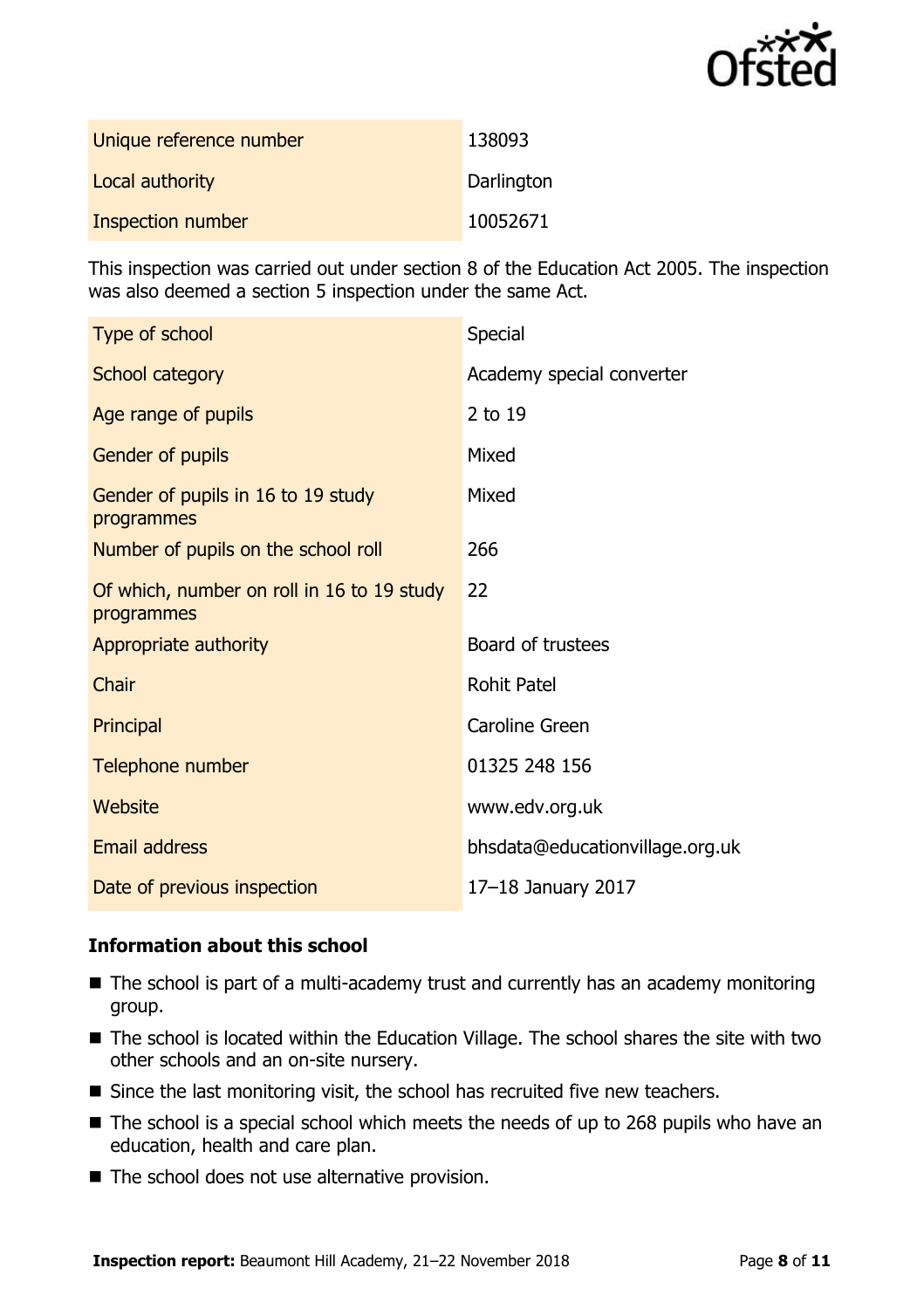| | |
|---|---|
| Unique reference number | 138093 |
| Local authority | Darlington |
| Inspection number | 10052671 |

This inspection was carried out under section 8 of the Education Act 2005. The inspection was also deemed a section 5 inspection under the same Act.

| | |
|---|---|
| Type of school | Special |
| School category | Academy special converter |
| Age range of pupils | 2 to 19 |
| Gender of pupils | Mixed |
| Gender of pupils in 16 to 19 study programmes | Mixed |
| Number of pupils on the school roll | 266 |
| Of which, number on roll in 16 to 19 study programmes | 22 |
| Appropriate authority | Board of trustees |
| Chair | Rohit Patel |
| Principal | Caroline Green |
| Telephone number | 01325 248 156 |
| Website | www.edv.org.uk |
| Email address | bhsdata@educationvillage.org.uk |
| Date of previous inspection | 17–18 January 2017 |

### Information about this school

- The school is part of a multi-academy trust and currently has an academy monitoring group.
- The school is located within the Education Village. The school shares the site with two other schools and an on-site nursery.
- Since the last monitoring visit, the school has recruited five new teachers.
- The school is a special school which meets the needs of up to 268 pupils who have an education, health and care plan.
- The school does not use alternative provision.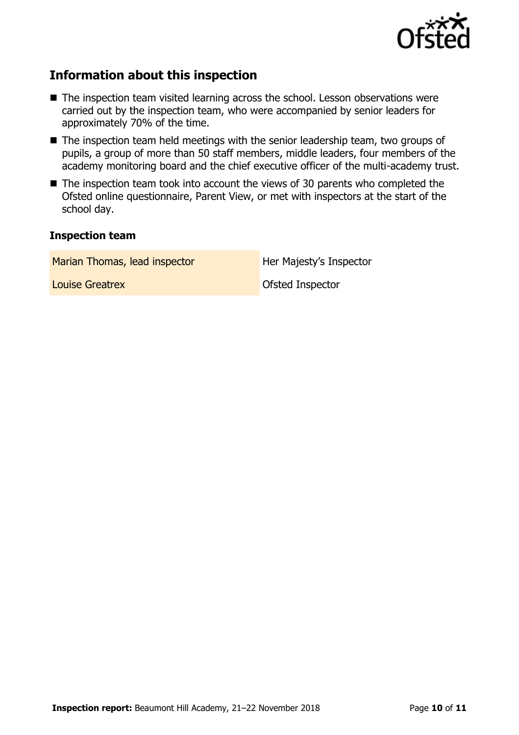## Information about this inspection

- The inspection team visited learning across the school. Lesson observations were carried out by the inspection team, who were accompanied by senior leaders for approximately 70% of the time.
- The inspection team held meetings with the senior leadership team, two groups of pupils, a group of more than 50 staff members, middle leaders, four members of the academy monitoring board and the chief executive officer of the multi-academy trust.
- The inspection team took into account the views of 30 parents who completed the Ofsted online questionnaire, Parent View, or met with inspectors at the start of the school day.

### Inspection team

| | |
|---|---|
| Marian Thomas, lead inspector | Her Majesty's Inspector |
| Louise Greatrex | Ofsted Inspector |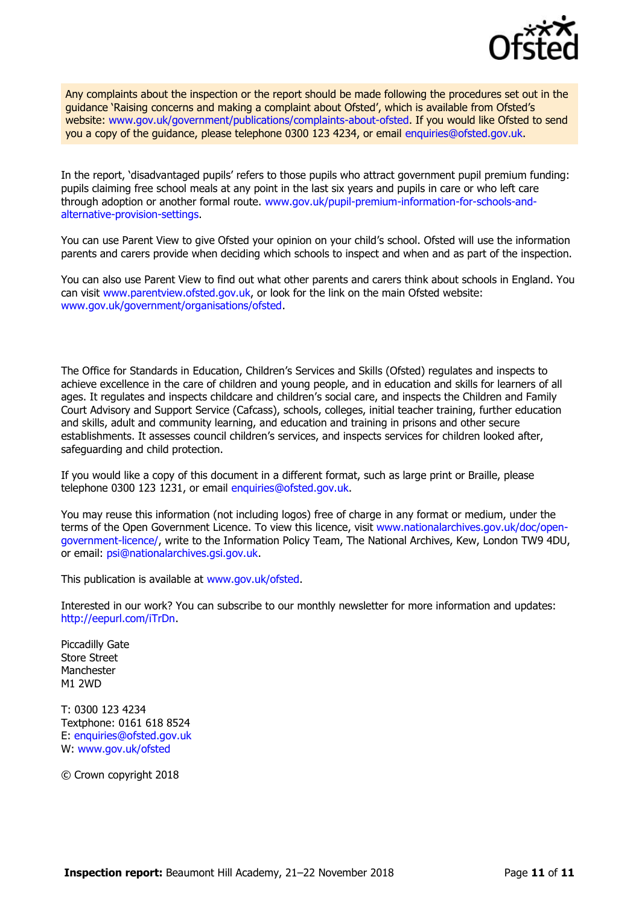Any complaints about the inspection or the report should be made following the procedures set out in the guidance 'Raising concerns and making a complaint about Ofsted', which is available from Ofsted's website: www.gov.uk/government/publications/complaints-about-ofsted. If you would like Ofsted to send you a copy of the guidance, please telephone 0300 123 4234, or email enquiries@ofsted.gov.uk.

In the report, 'disadvantaged pupils' refers to those pupils who attract government pupil premium funding: pupils claiming free school meals at any point in the last six years and pupils in care or who left care through adoption or another formal route. www.gov.uk/pupil-premium-information-for-schools-and-alternative-provision-settings.

You can use Parent View to give Ofsted your opinion on your child's school. Ofsted will use the information parents and carers provide when deciding which schools to inspect and when and as part of the inspection.

You can also use Parent View to find out what other parents and carers think about schools in England. You can visit www.parentview.ofsted.gov.uk, or look for the link on the main Ofsted website: www.gov.uk/government/organisations/ofsted.

The Office for Standards in Education, Children's Services and Skills (Ofsted) regulates and inspects to achieve excellence in the care of children and young people, and in education and skills for learners of all ages. It regulates and inspects childcare and children's social care, and inspects the Children and Family Court Advisory and Support Service (Cafcass), schools, colleges, initial teacher training, further education and skills, adult and community learning, and education and training in prisons and other secure establishments. It assesses council children's services, and inspects services for children looked after, safeguarding and child protection.

If you would like a copy of this document in a different format, such as large print or Braille, please telephone 0300 123 1231, or email enquiries@ofsted.gov.uk.

You may reuse this information (not including logos) free of charge in any format or medium, under the terms of the Open Government Licence. To view this licence, visit www.nationalarchives.gov.uk/doc/open-government-licence/, write to the Information Policy Team, The National Archives, Kew, London TW9 4DU, or email: psi@nationalarchives.gsi.gov.uk.

This publication is available at www.gov.uk/ofsted.

Interested in our work? You can subscribe to our monthly newsletter for more information and updates: http://eepurl.com/iTrDn.

Piccadilly Gate
Store Street
Manchester
M1 2WD

T: 0300 123 4234
Textphone: 0161 618 8524
E: enquiries@ofsted.gov.uk
W: www.gov.uk/ofsted

© Crown copyright 2018